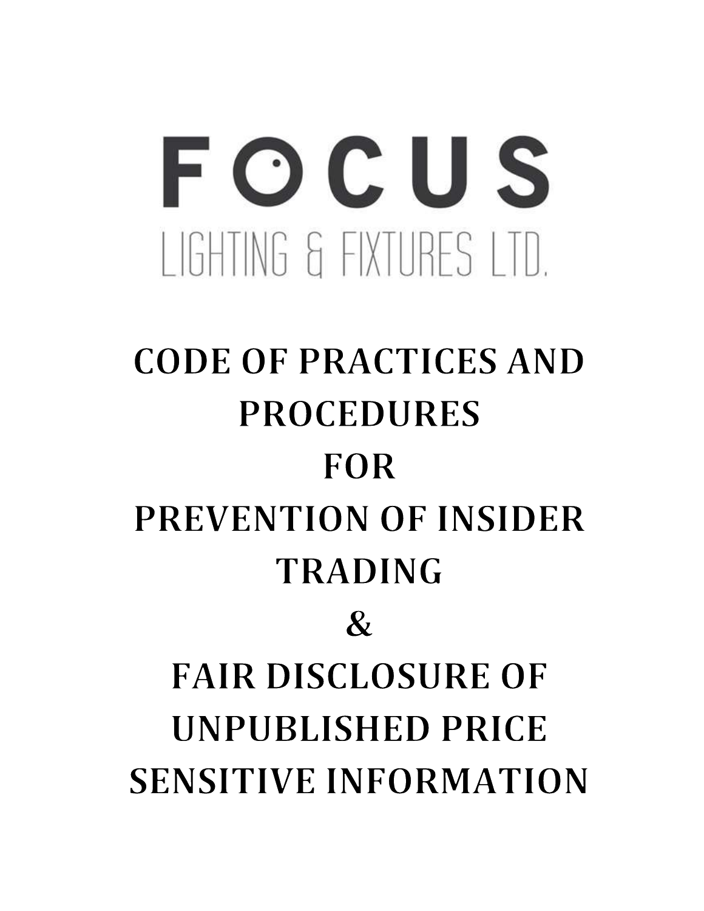FOCUS

LIGHTING & FIXTURES LTD.

# CODE OF PRACTICES AND PROCEDURES FOR PREVENTION OF INSIDER TRADING & FAIR DISCLOSURE OF UNPUBLISHED PRICE SENSITIVE INFORMATION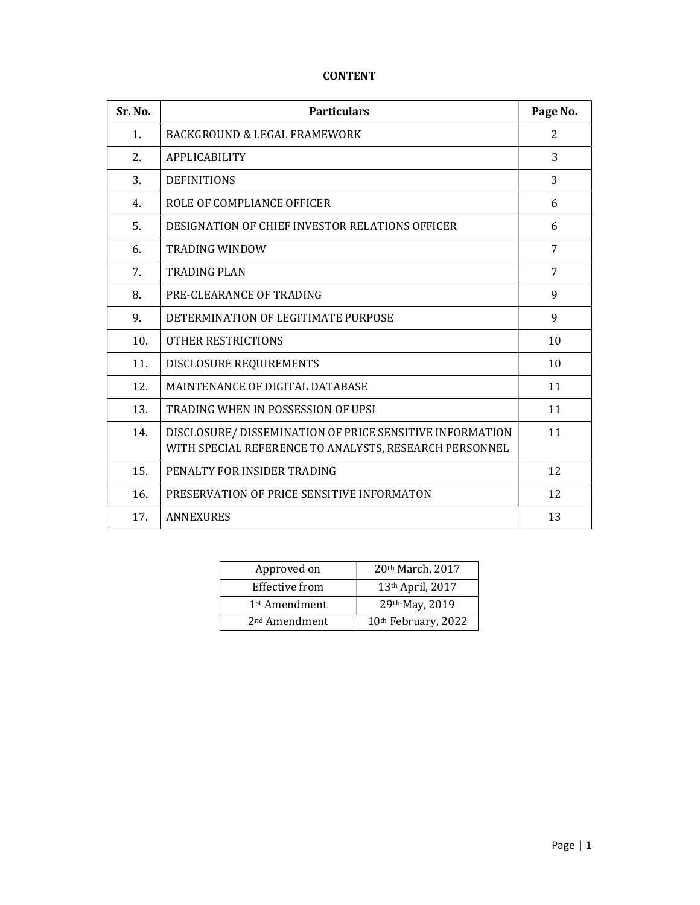# CONTENT

| Sr. No. | Particulars | Page No. |
|---|---|---|
| 1. | BACKGROUND & LEGAL FRAMEWORK | 2 |
| 2. | APPLICABILITY | 3 |
| 3. | DEFINITIONS | 3 |
| 4. | ROLE OF COMPLIANCE OFFICER | 6 |
| 5. | DESIGNATION OF CHIEF INVESTOR RELATIONS OFFICER | 6 |
| 6. | TRADING WINDOW | 7 |
| 7. | TRADING PLAN | 7 |
| 8. | PRE-CLEARANCE OF TRADING | 9 |
| 9. | DETERMINATION OF LEGITIMATE PURPOSE | 9 |
| 10. | OTHER RESTRICTIONS | 10 |
| 11. | DISCLOSURE REQUIREMENTS | 10 |
| 12. | MAINTENANCE OF DIGITAL DATABASE | 11 |
| 13. | TRADING WHEN IN POSSESSION OF UPSI | 11 |
| 14. | DISCLOSURE/ DISSEMINATION OF PRICE SENSITIVE INFORMATION WITH SPECIAL REFERENCE TO ANALYSTS, RESEARCH PERSONNEL | 11 |
| 15. | PENALTY FOR INSIDER TRADING | 12 |
| 16. | PRESERVATION OF PRICE SENSITIVE INFORMATON | 12 |
| 17. | ANNEXURES | 13 |

| Approved on | 20th March, 2017 |
|---|---|
| Effective from | 13th April, 2017 |
| 1st Amendment | 29th May, 2019 |
| 2nd Amendment | 10th February, 2022 |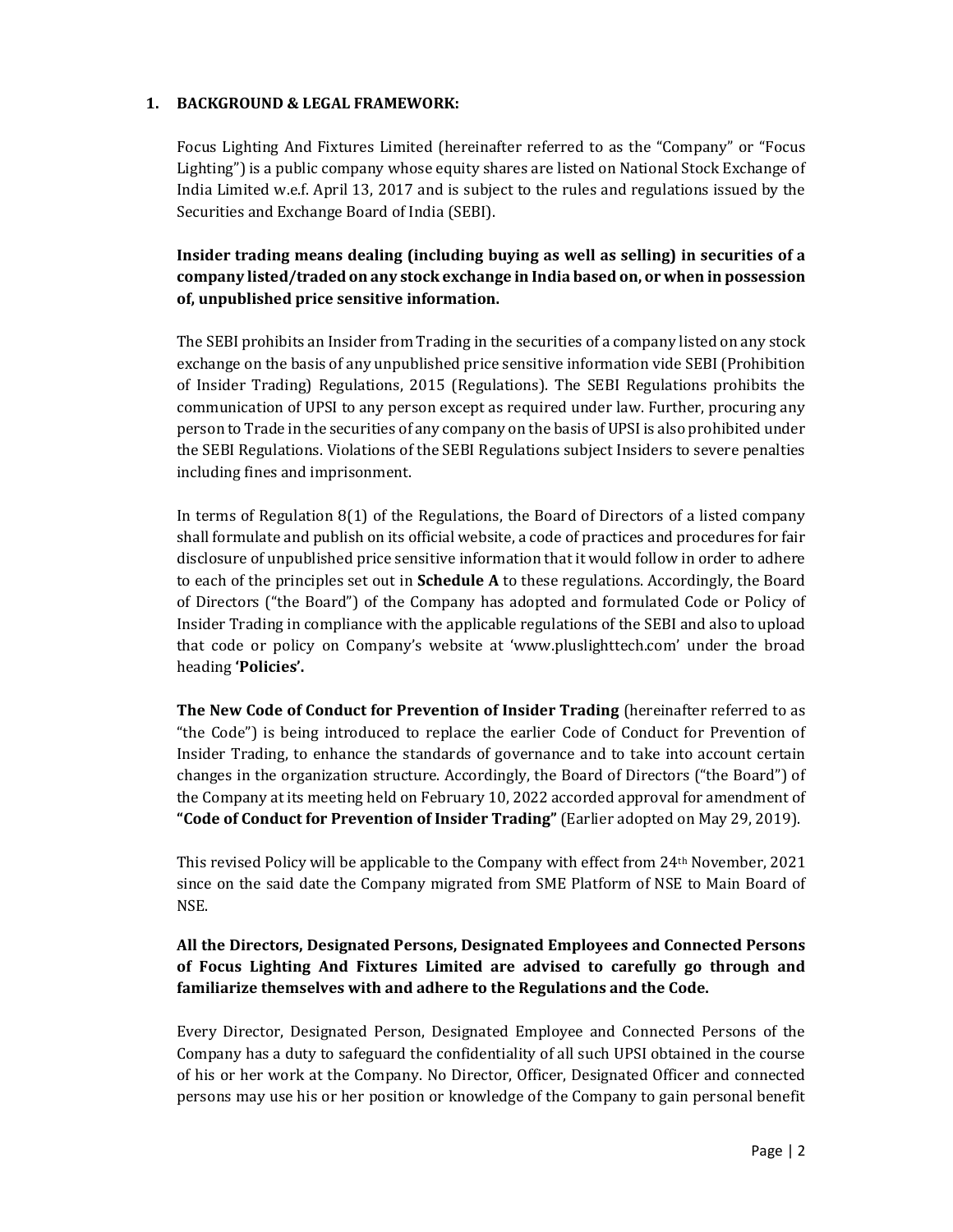## 1. BACKGROUND & LEGAL FRAMEWORK:

Focus Lighting And Fixtures Limited (hereinafter referred to as the "Company" or "Focus Lighting") is a public company whose equity shares are listed on National Stock Exchange of India Limited w.e.f. April 13, 2017 and is subject to the rules and regulations issued by the Securities and Exchange Board of India (SEBI).

**Insider trading means dealing (including buying as well as selling) in securities of a company listed/traded on any stock exchange in India based on, or when in possession of, unpublished price sensitive information.**

The SEBI prohibits an Insider from Trading in the securities of a company listed on any stock exchange on the basis of any unpublished price sensitive information vide SEBI (Prohibition of Insider Trading) Regulations, 2015 (Regulations). The SEBI Regulations prohibits the communication of UPSI to any person except as required under law. Further, procuring any person to Trade in the securities of any company on the basis of UPSI is also prohibited under the SEBI Regulations. Violations of the SEBI Regulations subject Insiders to severe penalties including fines and imprisonment.

In terms of Regulation 8(1) of the Regulations, the Board of Directors of a listed company shall formulate and publish on its official website, a code of practices and procedures for fair disclosure of unpublished price sensitive information that it would follow in order to adhere to each of the principles set out in **Schedule A** to these regulations. Accordingly, the Board of Directors ("the Board") of the Company has adopted and formulated Code or Policy of Insider Trading in compliance with the applicable regulations of the SEBI and also to upload that code or policy on Company's website at 'www.pluslighttech.com' under the broad heading **'Policies'.**

**The New Code of Conduct for Prevention of Insider Trading** (hereinafter referred to as "the Code") is being introduced to replace the earlier Code of Conduct for Prevention of Insider Trading, to enhance the standards of governance and to take into account certain changes in the organization structure. Accordingly, the Board of Directors ("the Board") of the Company at its meeting held on February 10, 2022 accorded approval for amendment of **"Code of Conduct for Prevention of Insider Trading"** (Earlier adopted on May 29, 2019).

This revised Policy will be applicable to the Company with effect from 24th November, 2021 since on the said date the Company migrated from SME Platform of NSE to Main Board of NSE.

**All the Directors, Designated Persons, Designated Employees and Connected Persons of Focus Lighting And Fixtures Limited are advised to carefully go through and familiarize themselves with and adhere to the Regulations and the Code.**

Every Director, Designated Person, Designated Employee and Connected Persons of the Company has a duty to safeguard the confidentiality of all such UPSI obtained in the course of his or her work at the Company. No Director, Officer, Designated Officer and connected persons may use his or her position or knowledge of the Company to gain personal benefit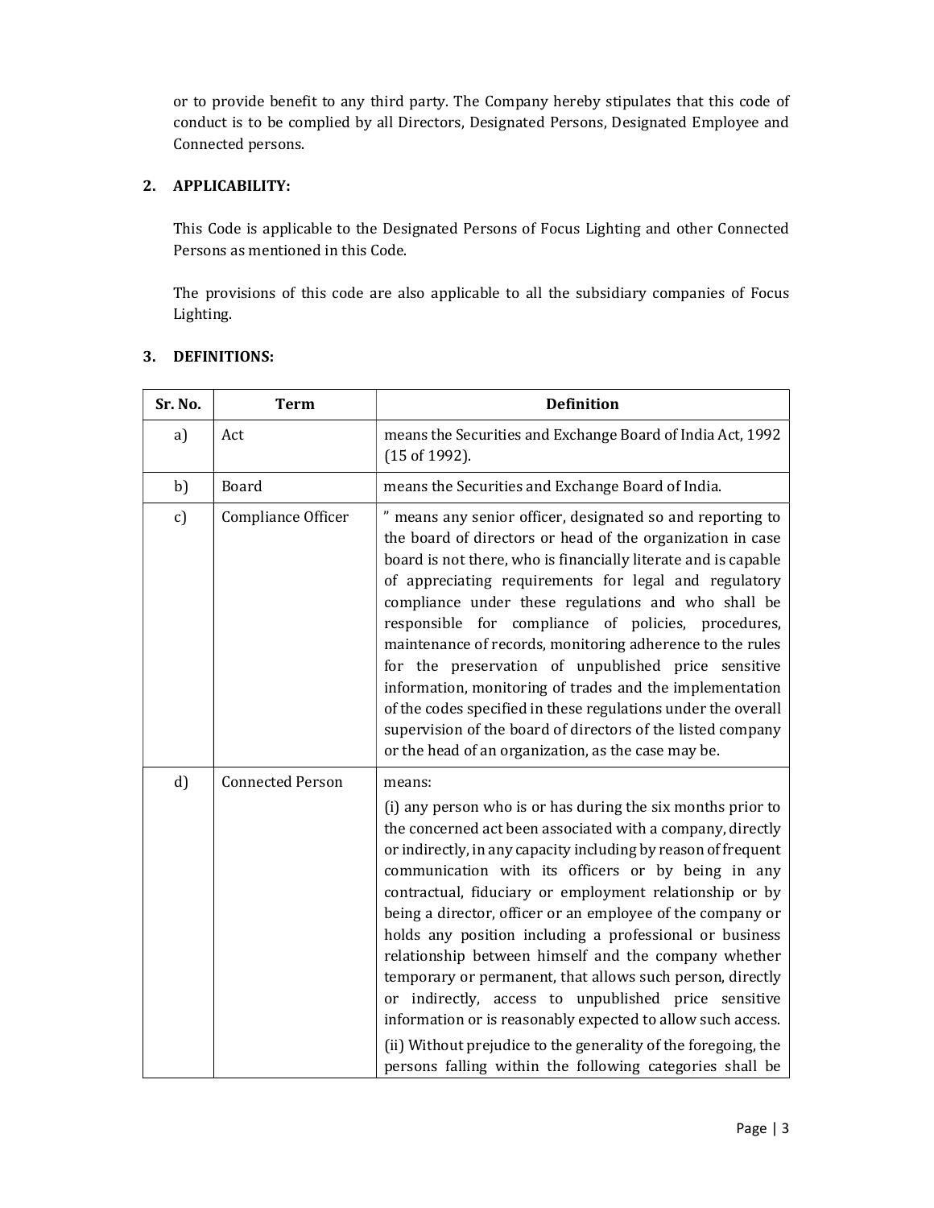or to provide benefit to any third party. The Company hereby stipulates that this code of conduct is to be complied by all Directors, Designated Persons, Designated Employee and Connected persons.

## 2. APPLICABILITY:

This Code is applicable to the Designated Persons of Focus Lighting and other Connected Persons as mentioned in this Code.

The provisions of this code are also applicable to all the subsidiary companies of Focus Lighting.

## 3. DEFINITIONS:

| Sr. No. | Term | Definition |
|---|---|---|
| a) | Act | means the Securities and Exchange Board of India Act, 1992 (15 of 1992). |
| b) | Board | means the Securities and Exchange Board of India. |
| c) | Compliance Officer | " means any senior officer, designated so and reporting to the board of directors or head of the organization in case board is not there, who is financially literate and is capable of appreciating requirements for legal and regulatory compliance under these regulations and who shall be responsible for compliance of policies, procedures, maintenance of records, monitoring adherence to the rules for the preservation of unpublished price sensitive information, monitoring of trades and the implementation of the codes specified in these regulations under the overall supervision of the board of directors of the listed company or the head of an organization, as the case may be. |
| d) | Connected Person | means:<br>(i) any person who is or has during the six months prior to the concerned act been associated with a company, directly or indirectly, in any capacity including by reason of frequent communication with its officers or by being in any contractual, fiduciary or employment relationship or by being a director, officer or an employee of the company or holds any position including a professional or business relationship between himself and the company whether temporary or permanent, that allows such person, directly or indirectly, access to unpublished price sensitive information or is reasonably expected to allow such access.<br>(ii) Without prejudice to the generality of the foregoing, the persons falling within the following categories shall be |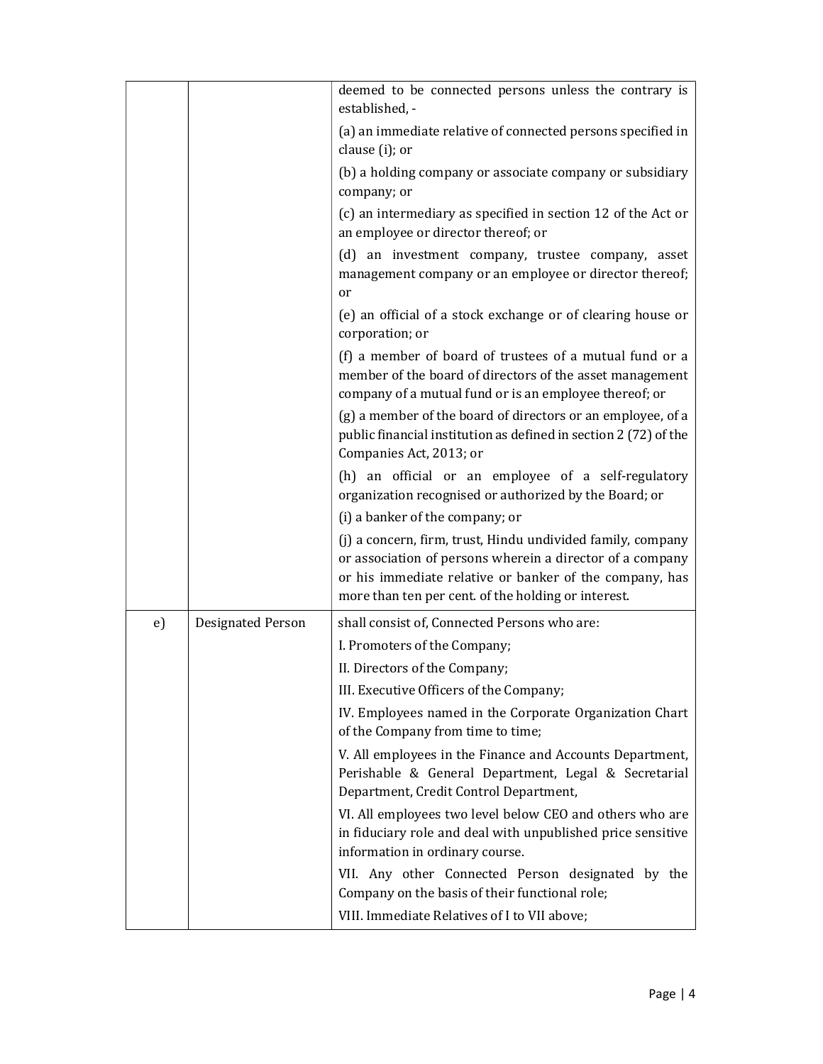| | | |
|---|---|---|
| | | deemed to be connected persons unless the contrary is established, -<br>(a) an immediate relative of connected persons specified in clause (i); or<br>(b) a holding company or associate company or subsidiary company; or<br>(c) an intermediary as specified in section 12 of the Act or an employee or director thereof; or<br>(d) an investment company, trustee company, asset management company or an employee or director thereof; or<br>(e) an official of a stock exchange or of clearing house or corporation; or<br>(f) a member of board of trustees of a mutual fund or a member of the board of directors of the asset management company of a mutual fund or is an employee thereof; or<br>(g) a member of the board of directors or an employee, of a public financial institution as defined in section 2 (72) of the Companies Act, 2013; or<br>(h) an official or an employee of a self-regulatory organization recognised or authorized by the Board; or<br>(i) a banker of the company; or<br>(j) a concern, firm, trust, Hindu undivided family, company or association of persons wherein a director of a company or his immediate relative or banker of the company, has more than ten per cent. of the holding or interest. |
| e) | Designated Person | shall consist of, Connected Persons who are:<br>I. Promoters of the Company;<br>II. Directors of the Company;<br>III. Executive Officers of the Company;<br>IV. Employees named in the Corporate Organization Chart of the Company from time to time;<br>V. All employees in the Finance and Accounts Department, Perishable & General Department, Legal & Secretarial Department, Credit Control Department,<br>VI. All employees two level below CEO and others who are in fiduciary role and deal with unpublished price sensitive information in ordinary course.<br>VII. Any other Connected Person designated by the Company on the basis of their functional role;<br>VIII. Immediate Relatives of I to VII above; |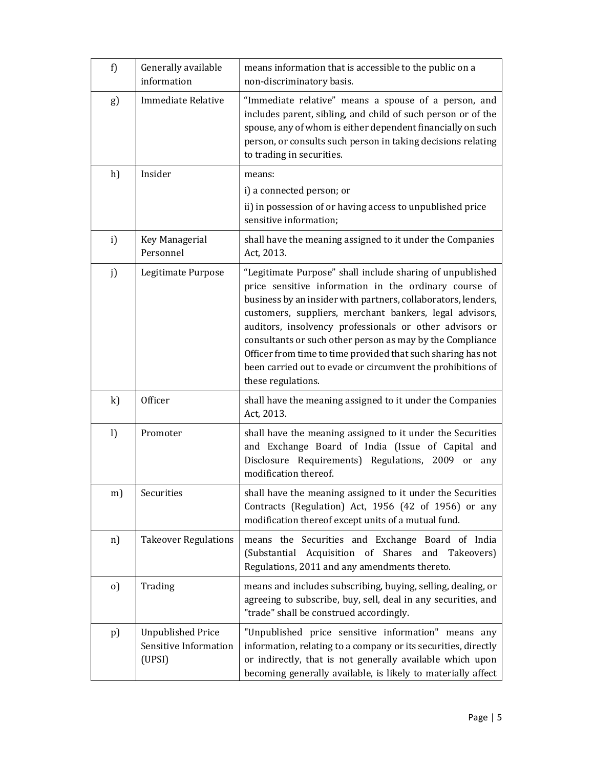| | | |
|---|---|---|
| f) | Generally available information | means information that is accessible to the public on a non-discriminatory basis. |
| g) | Immediate Relative | "Immediate relative" means a spouse of a person, and includes parent, sibling, and child of such person or of the spouse, any of whom is either dependent financially on such person, or consults such person in taking decisions relating to trading in securities. |
| h) | Insider | means:<br>i) a connected person; or<br>ii) in possession of or having access to unpublished price sensitive information; |
| i) | Key Managerial Personnel | shall have the meaning assigned to it under the Companies Act, 2013. |
| j) | Legitimate Purpose | "Legitimate Purpose" shall include sharing of unpublished price sensitive information in the ordinary course of business by an insider with partners, collaborators, lenders, customers, suppliers, merchant bankers, legal advisors, auditors, insolvency professionals or other advisors or consultants or such other person as may by the Compliance Officer from time to time provided that such sharing has not been carried out to evade or circumvent the prohibitions of these regulations. |
| k) | Officer | shall have the meaning assigned to it under the Companies Act, 2013. |
| l) | Promoter | shall have the meaning assigned to it under the Securities and Exchange Board of India (Issue of Capital and Disclosure Requirements) Regulations, 2009 or any modification thereof. |
| m) | Securities | shall have the meaning assigned to it under the Securities Contracts (Regulation) Act, 1956 (42 of 1956) or any modification thereof except units of a mutual fund. |
| n) | Takeover Regulations | means the Securities and Exchange Board of India (Substantial Acquisition of Shares and Takeovers) Regulations, 2011 and any amendments thereto. |
| o) | Trading | means and includes subscribing, buying, selling, dealing, or agreeing to subscribe, buy, sell, deal in any securities, and "trade" shall be construed accordingly. |
| p) | Unpublished Price Sensitive Information (UPSI) | "Unpublished price sensitive information" means any information, relating to a company or its securities, directly or indirectly, that is not generally available which upon becoming generally available, is likely to materially affect |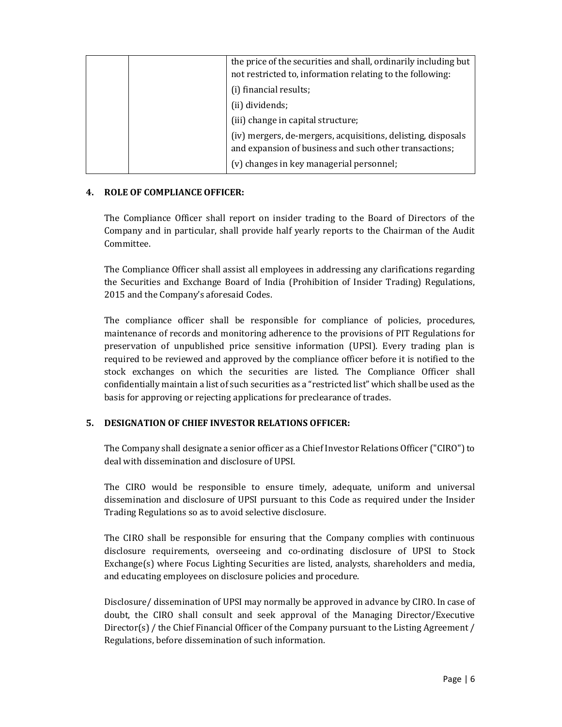| | | the price of the securities and shall, ordinarily including but not restricted to, information relating to the following:<br>(i) financial results;<br>(ii) dividends;<br>(iii) change in capital structure;<br>(iv) mergers, de-mergers, acquisitions, delisting, disposals and expansion of business and such other transactions;<br>(v) changes in key managerial personnel; |
|---|---|---|

**4. ROLE OF COMPLIANCE OFFICER:**

The Compliance Officer shall report on insider trading to the Board of Directors of the Company and in particular, shall provide half yearly reports to the Chairman of the Audit Committee.

The Compliance Officer shall assist all employees in addressing any clarifications regarding the Securities and Exchange Board of India (Prohibition of Insider Trading) Regulations, 2015 and the Company's aforesaid Codes.

The compliance officer shall be responsible for compliance of policies, procedures, maintenance of records and monitoring adherence to the provisions of PIT Regulations for preservation of unpublished price sensitive information (UPSI). Every trading plan is required to be reviewed and approved by the compliance officer before it is notified to the stock exchanges on which the securities are listed. The Compliance Officer shall confidentially maintain a list of such securities as a "restricted list" which shall be used as the basis for approving or rejecting applications for preclearance of trades.

**5. DESIGNATION OF CHIEF INVESTOR RELATIONS OFFICER:**

The Company shall designate a senior officer as a Chief Investor Relations Officer ("CIRO") to deal with dissemination and disclosure of UPSI.

The CIRO would be responsible to ensure timely, adequate, uniform and universal dissemination and disclosure of UPSI pursuant to this Code as required under the Insider Trading Regulations so as to avoid selective disclosure.

The CIRO shall be responsible for ensuring that the Company complies with continuous disclosure requirements, overseeing and co-ordinating disclosure of UPSI to Stock Exchange(s) where Focus Lighting Securities are listed, analysts, shareholders and media, and educating employees on disclosure policies and procedure.

Disclosure/ dissemination of UPSI may normally be approved in advance by CIRO. In case of doubt, the CIRO shall consult and seek approval of the Managing Director/Executive Director(s) / the Chief Financial Officer of the Company pursuant to the Listing Agreement / Regulations, before dissemination of such information.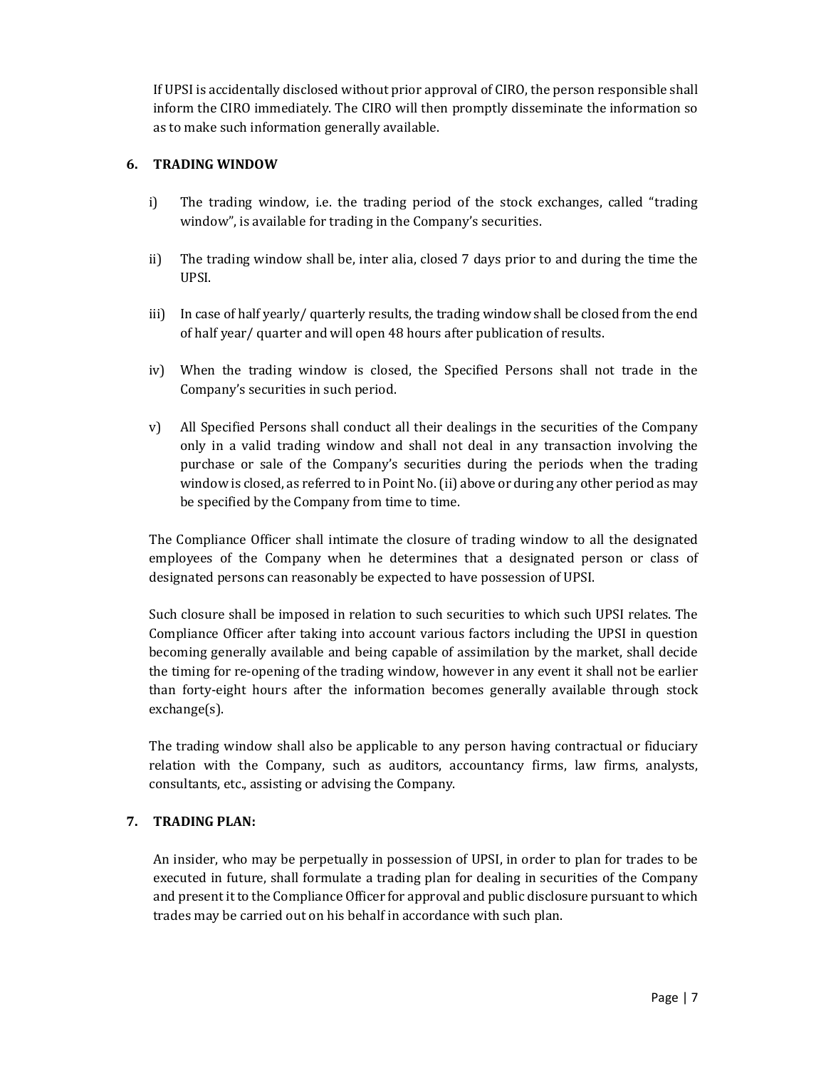If UPSI is accidentally disclosed without prior approval of CIRO, the person responsible shall inform the CIRO immediately. The CIRO will then promptly disseminate the information so as to make such information generally available.

## 6. TRADING WINDOW

i) The trading window, i.e. the trading period of the stock exchanges, called "trading window", is available for trading in the Company's securities.

ii) The trading window shall be, inter alia, closed 7 days prior to and during the time the UPSI.

iii) In case of half yearly/ quarterly results, the trading window shall be closed from the end of half year/ quarter and will open 48 hours after publication of results.

iv) When the trading window is closed, the Specified Persons shall not trade in the Company's securities in such period.

v) All Specified Persons shall conduct all their dealings in the securities of the Company only in a valid trading window and shall not deal in any transaction involving the purchase or sale of the Company's securities during the periods when the trading window is closed, as referred to in Point No. (ii) above or during any other period as may be specified by the Company from time to time.

The Compliance Officer shall intimate the closure of trading window to all the designated employees of the Company when he determines that a designated person or class of designated persons can reasonably be expected to have possession of UPSI.

Such closure shall be imposed in relation to such securities to which such UPSI relates. The Compliance Officer after taking into account various factors including the UPSI in question becoming generally available and being capable of assimilation by the market, shall decide the timing for re-opening of the trading window, however in any event it shall not be earlier than forty-eight hours after the information becomes generally available through stock exchange(s).

The trading window shall also be applicable to any person having contractual or fiduciary relation with the Company, such as auditors, accountancy firms, law firms, analysts, consultants, etc., assisting or advising the Company.

## 7. TRADING PLAN:

An insider, who may be perpetually in possession of UPSI, in order to plan for trades to be executed in future, shall formulate a trading plan for dealing in securities of the Company and present it to the Compliance Officer for approval and public disclosure pursuant to which trades may be carried out on his behalf in accordance with such plan.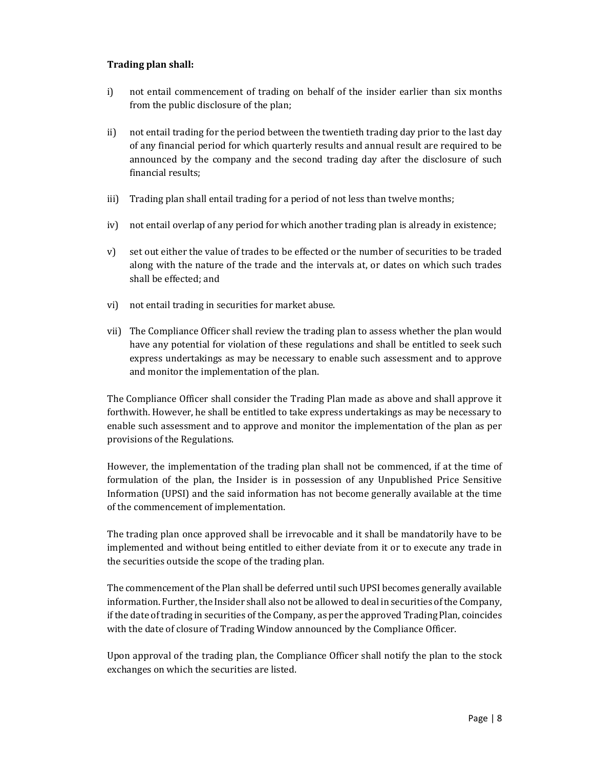**Trading plan shall:**

i) not entail commencement of trading on behalf of the insider earlier than six months from the public disclosure of the plan;

ii) not entail trading for the period between the twentieth trading day prior to the last day of any financial period for which quarterly results and annual result are required to be announced by the company and the second trading day after the disclosure of such financial results;

iii) Trading plan shall entail trading for a period of not less than twelve months;

iv) not entail overlap of any period for which another trading plan is already in existence;

v) set out either the value of trades to be effected or the number of securities to be traded along with the nature of the trade and the intervals at, or dates on which such trades shall be effected; and

vi) not entail trading in securities for market abuse.

vii) The Compliance Officer shall review the trading plan to assess whether the plan would have any potential for violation of these regulations and shall be entitled to seek such express undertakings as may be necessary to enable such assessment and to approve and monitor the implementation of the plan.

The Compliance Officer shall consider the Trading Plan made as above and shall approve it forthwith. However, he shall be entitled to take express undertakings as may be necessary to enable such assessment and to approve and monitor the implementation of the plan as per provisions of the Regulations.

However, the implementation of the trading plan shall not be commenced, if at the time of formulation of the plan, the Insider is in possession of any Unpublished Price Sensitive Information (UPSI) and the said information has not become generally available at the time of the commencement of implementation.

The trading plan once approved shall be irrevocable and it shall be mandatorily have to be implemented and without being entitled to either deviate from it or to execute any trade in the securities outside the scope of the trading plan.

The commencement of the Plan shall be deferred until such UPSI becomes generally available information. Further, the Insider shall also not be allowed to deal in securities of the Company, if the date of trading in securities of the Company, as per the approved Trading Plan, coincides with the date of closure of Trading Window announced by the Compliance Officer.

Upon approval of the trading plan, the Compliance Officer shall notify the plan to the stock exchanges on which the securities are listed.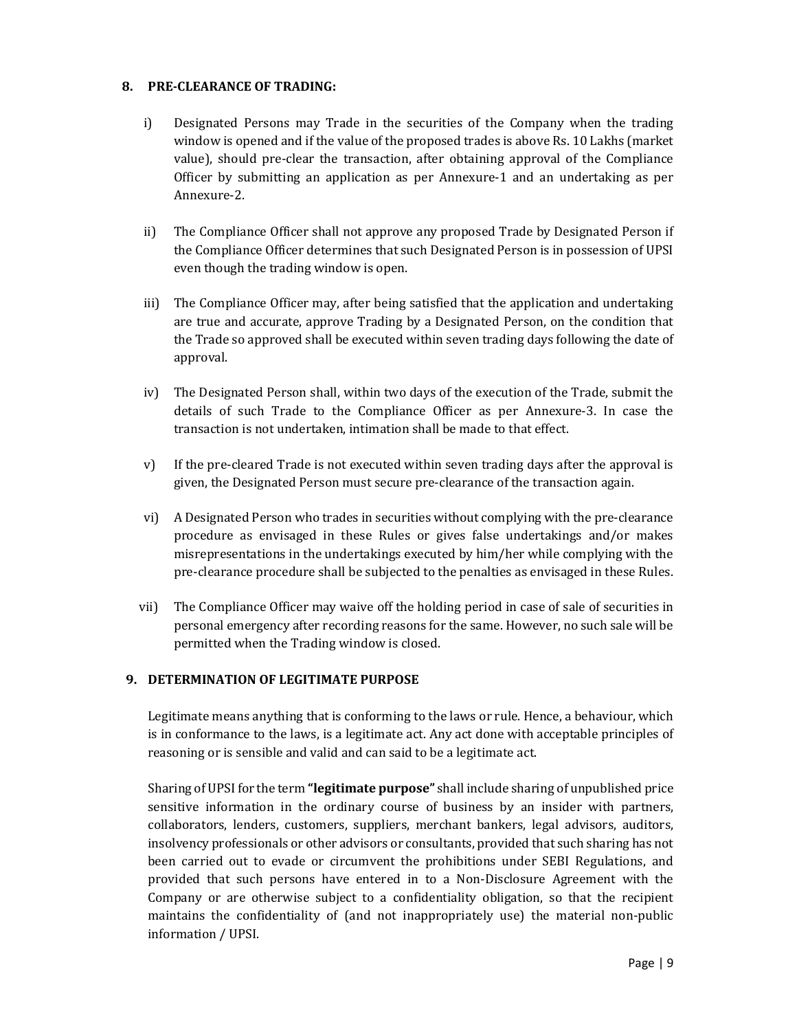## 8. PRE-CLEARANCE OF TRADING:

i) Designated Persons may Trade in the securities of the Company when the trading window is opened and if the value of the proposed trades is above Rs. 10 Lakhs (market value), should pre-clear the transaction, after obtaining approval of the Compliance Officer by submitting an application as per Annexure-1 and an undertaking as per Annexure-2.

ii) The Compliance Officer shall not approve any proposed Trade by Designated Person if the Compliance Officer determines that such Designated Person is in possession of UPSI even though the trading window is open.

iii) The Compliance Officer may, after being satisfied that the application and undertaking are true and accurate, approve Trading by a Designated Person, on the condition that the Trade so approved shall be executed within seven trading days following the date of approval.

iv) The Designated Person shall, within two days of the execution of the Trade, submit the details of such Trade to the Compliance Officer as per Annexure-3. In case the transaction is not undertaken, intimation shall be made to that effect.

v) If the pre-cleared Trade is not executed within seven trading days after the approval is given, the Designated Person must secure pre-clearance of the transaction again.

vi) A Designated Person who trades in securities without complying with the pre-clearance procedure as envisaged in these Rules or gives false undertakings and/or makes misrepresentations in the undertakings executed by him/her while complying with the pre-clearance procedure shall be subjected to the penalties as envisaged in these Rules.

vii) The Compliance Officer may waive off the holding period in case of sale of securities in personal emergency after recording reasons for the same. However, no such sale will be permitted when the Trading window is closed.

## 9. DETERMINATION OF LEGITIMATE PURPOSE

Legitimate means anything that is conforming to the laws or rule. Hence, a behaviour, which is in conformance to the laws, is a legitimate act. Any act done with acceptable principles of reasoning or is sensible and valid and can said to be a legitimate act.

Sharing of UPSI for the term **"legitimate purpose"** shall include sharing of unpublished price sensitive information in the ordinary course of business by an insider with partners, collaborators, lenders, customers, suppliers, merchant bankers, legal advisors, auditors, insolvency professionals or other advisors or consultants, provided that such sharing has not been carried out to evade or circumvent the prohibitions under SEBI Regulations, and provided that such persons have entered in to a Non-Disclosure Agreement with the Company or are otherwise subject to a confidentiality obligation, so that the recipient maintains the confidentiality of (and not inappropriately use) the material non-public information / UPSI.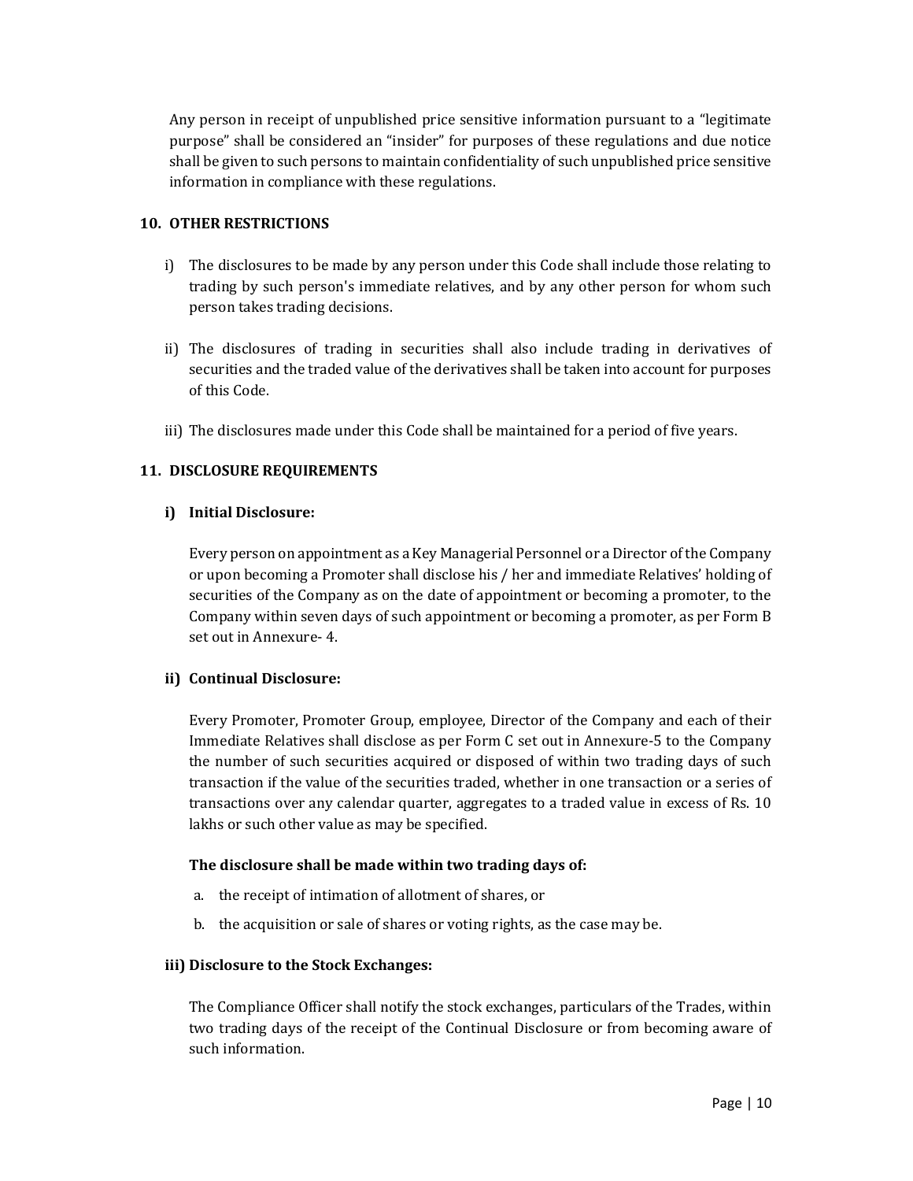Any person in receipt of unpublished price sensitive information pursuant to a "legitimate purpose" shall be considered an "insider" for purposes of these regulations and due notice shall be given to such persons to maintain confidentiality of such unpublished price sensitive information in compliance with these regulations.

## 10. OTHER RESTRICTIONS

i) The disclosures to be made by any person under this Code shall include those relating to trading by such person's immediate relatives, and by any other person for whom such person takes trading decisions.

ii) The disclosures of trading in securities shall also include trading in derivatives of securities and the traded value of the derivatives shall be taken into account for purposes of this Code.

iii) The disclosures made under this Code shall be maintained for a period of five years.

## 11. DISCLOSURE REQUIREMENTS

### i) Initial Disclosure:

Every person on appointment as a Key Managerial Personnel or a Director of the Company or upon becoming a Promoter shall disclose his / her and immediate Relatives' holding of securities of the Company as on the date of appointment or becoming a promoter, to the Company within seven days of such appointment or becoming a promoter, as per Form B set out in Annexure- 4.

### ii) Continual Disclosure:

Every Promoter, Promoter Group, employee, Director of the Company and each of their Immediate Relatives shall disclose as per Form C set out in Annexure-5 to the Company the number of such securities acquired or disposed of within two trading days of such transaction if the value of the securities traded, whether in one transaction or a series of transactions over any calendar quarter, aggregates to a traded value in excess of Rs. 10 lakhs or such other value as may be specified.

**The disclosure shall be made within two trading days of:**

a. the receipt of intimation of allotment of shares, or

b. the acquisition or sale of shares or voting rights, as the case may be.

### iii) Disclosure to the Stock Exchanges:

The Compliance Officer shall notify the stock exchanges, particulars of the Trades, within two trading days of the receipt of the Continual Disclosure or from becoming aware of such information.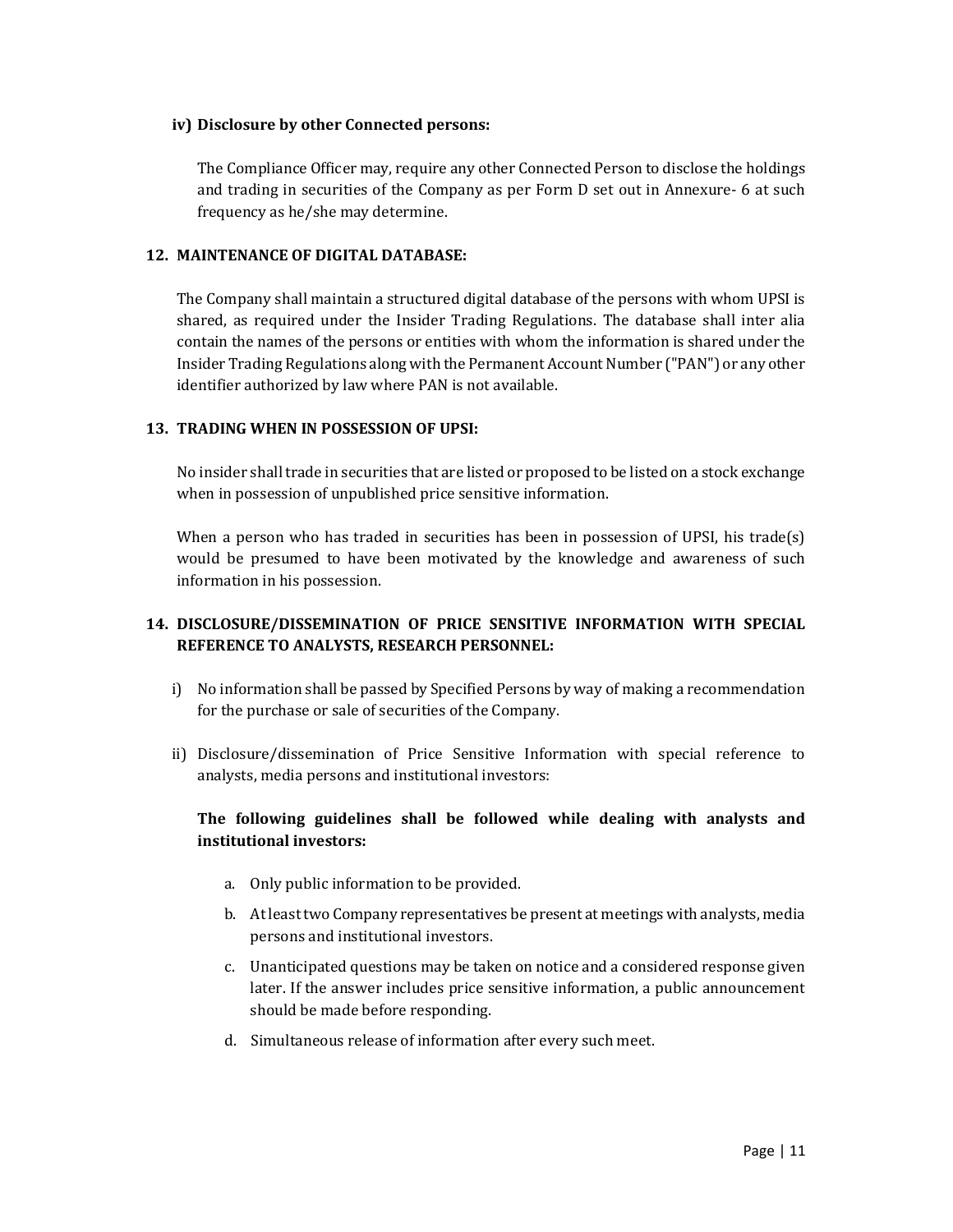**iv) Disclosure by other Connected persons:**

The Compliance Officer may, require any other Connected Person to disclose the holdings and trading in securities of the Company as per Form D set out in Annexure- 6 at such frequency as he/she may determine.

## 12. MAINTENANCE OF DIGITAL DATABASE:

The Company shall maintain a structured digital database of the persons with whom UPSI is shared, as required under the Insider Trading Regulations. The database shall inter alia contain the names of the persons or entities with whom the information is shared under the Insider Trading Regulations along with the Permanent Account Number ("PAN") or any other identifier authorized by law where PAN is not available.

## 13. TRADING WHEN IN POSSESSION OF UPSI:

No insider shall trade in securities that are listed or proposed to be listed on a stock exchange when in possession of unpublished price sensitive information.

When a person who has traded in securities has been in possession of UPSI, his trade(s) would be presumed to have been motivated by the knowledge and awareness of such information in his possession.

## 14. DISCLOSURE/DISSEMINATION OF PRICE SENSITIVE INFORMATION WITH SPECIAL REFERENCE TO ANALYSTS, RESEARCH PERSONNEL:

i) No information shall be passed by Specified Persons by way of making a recommendation for the purchase or sale of securities of the Company.

ii) Disclosure/dissemination of Price Sensitive Information with special reference to analysts, media persons and institutional investors:

**The following guidelines shall be followed while dealing with analysts and institutional investors:**

a. Only public information to be provided.

b. At least two Company representatives be present at meetings with analysts, media persons and institutional investors.

c. Unanticipated questions may be taken on notice and a considered response given later. If the answer includes price sensitive information, a public announcement should be made before responding.

d. Simultaneous release of information after every such meet.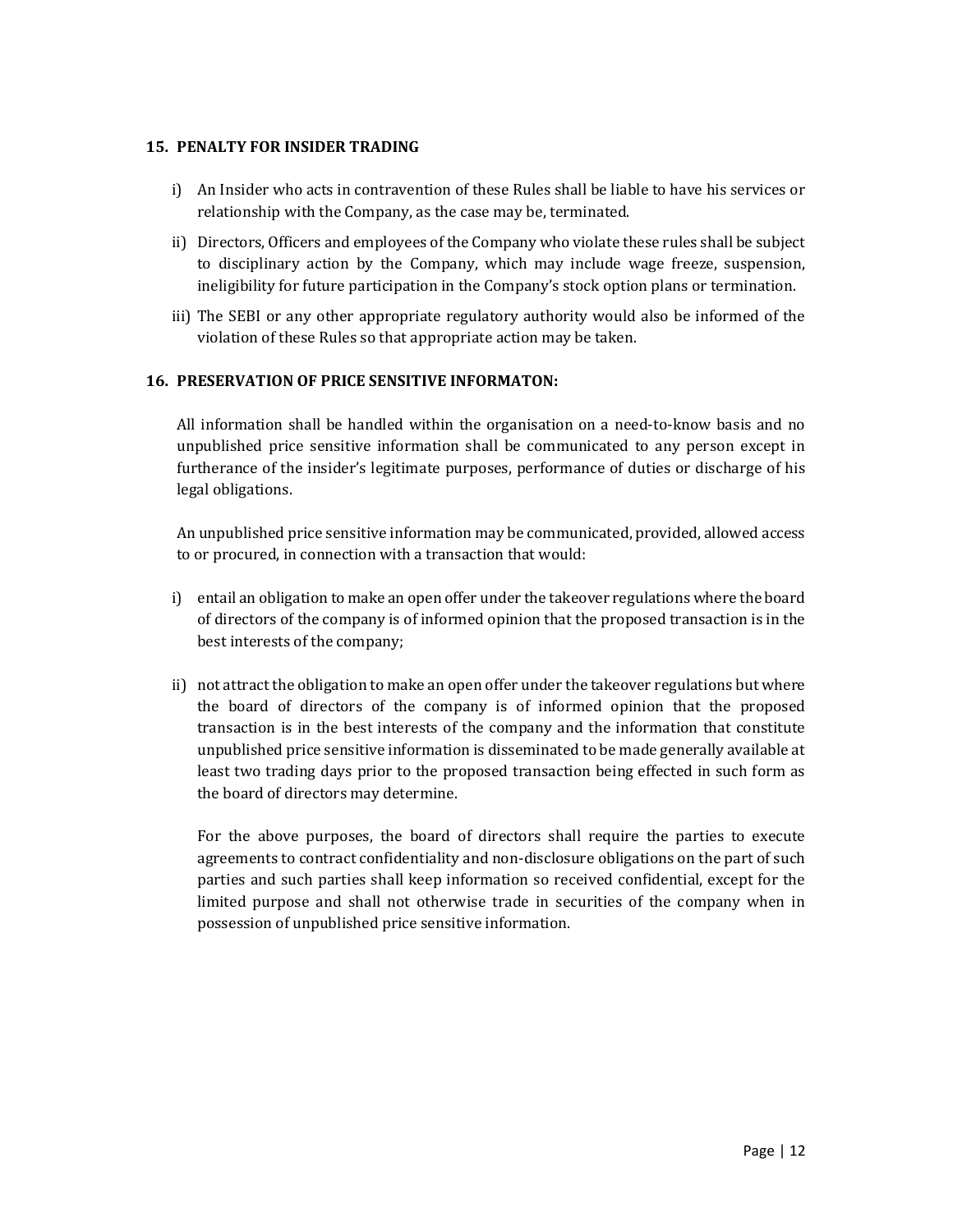## 15. PENALTY FOR INSIDER TRADING

i) An Insider who acts in contravention of these Rules shall be liable to have his services or relationship with the Company, as the case may be, terminated.

ii) Directors, Officers and employees of the Company who violate these rules shall be subject to disciplinary action by the Company, which may include wage freeze, suspension, ineligibility for future participation in the Company's stock option plans or termination.

iii) The SEBI or any other appropriate regulatory authority would also be informed of the violation of these Rules so that appropriate action may be taken.

## 16. PRESERVATION OF PRICE SENSITIVE INFORMATON:

All information shall be handled within the organisation on a need-to-know basis and no unpublished price sensitive information shall be communicated to any person except in furtherance of the insider's legitimate purposes, performance of duties or discharge of his legal obligations.

An unpublished price sensitive information may be communicated, provided, allowed access to or procured, in connection with a transaction that would:

i) entail an obligation to make an open offer under the takeover regulations where the board of directors of the company is of informed opinion that the proposed transaction is in the best interests of the company;

ii) not attract the obligation to make an open offer under the takeover regulations but where the board of directors of the company is of informed opinion that the proposed transaction is in the best interests of the company and the information that constitute unpublished price sensitive information is disseminated to be made generally available at least two trading days prior to the proposed transaction being effected in such form as the board of directors may determine.

For the above purposes, the board of directors shall require the parties to execute agreements to contract confidentiality and non-disclosure obligations on the part of such parties and such parties shall keep information so received confidential, except for the limited purpose and shall not otherwise trade in securities of the company when in possession of unpublished price sensitive information.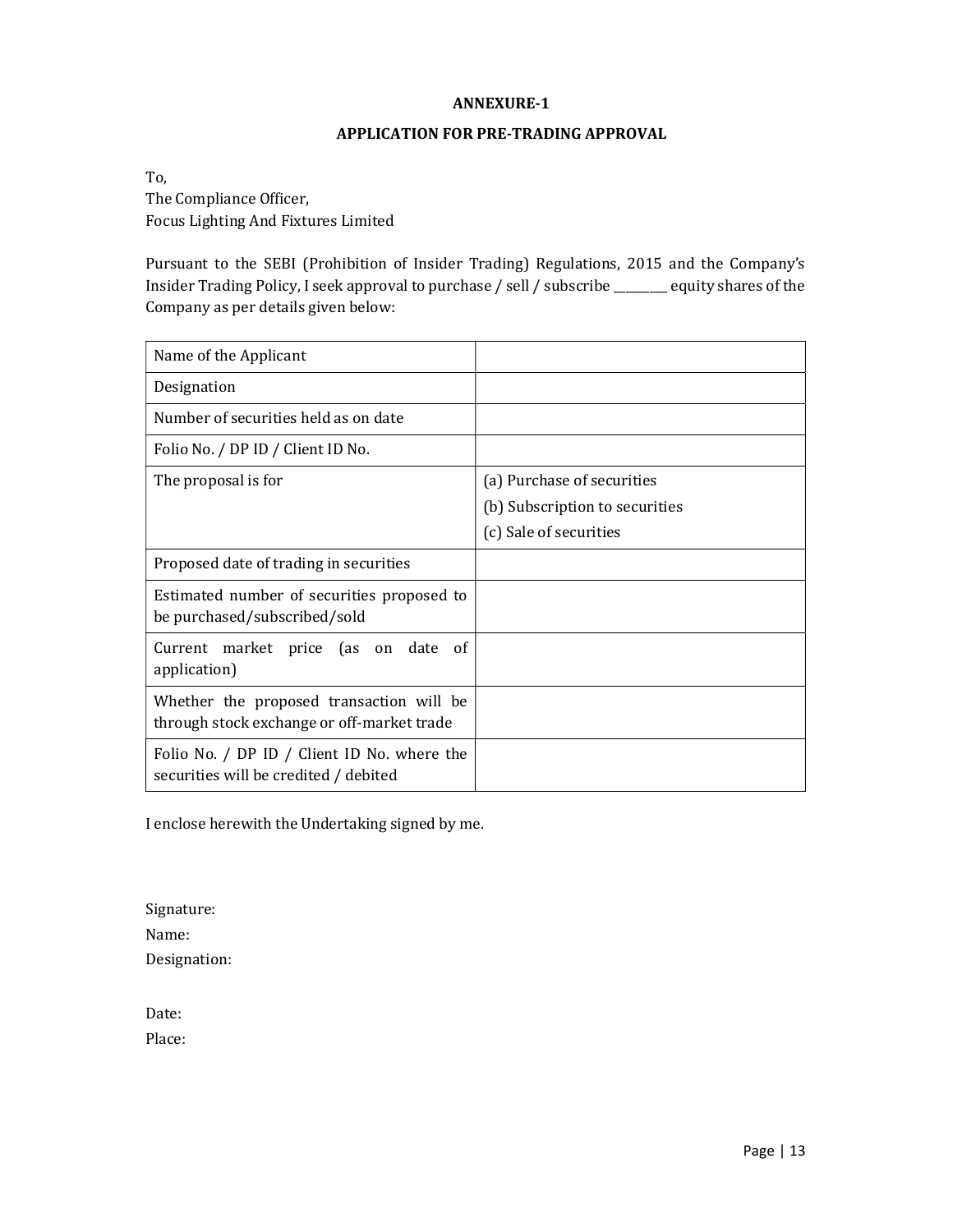## ANNEXURE-1

## APPLICATION FOR PRE-TRADING APPROVAL

To,
The Compliance Officer,
Focus Lighting And Fixtures Limited

Pursuant to the SEBI (Prohibition of Insider Trading) Regulations, 2015 and the Company's Insider Trading Policy, I seek approval to purchase / sell / subscribe ________ equity shares of the Company as per details given below:

| | |
|---|---|
| Name of the Applicant | |
| Designation | |
| Number of securities held as on date | |
| Folio No. / DP ID / Client ID No. | |
| The proposal is for | (a) Purchase of securities<br>(b) Subscription to securities<br>(c) Sale of securities |
| Proposed date of trading in securities | |
| Estimated number of securities proposed to be purchased/subscribed/sold | |
| Current market price (as on date of application) | |
| Whether the proposed transaction will be through stock exchange or off-market trade | |
| Folio No. / DP ID / Client ID No. where the securities will be credited / debited | |

I enclose herewith the Undertaking signed by me.

Signature:
Name:
Designation:

Date:
Place: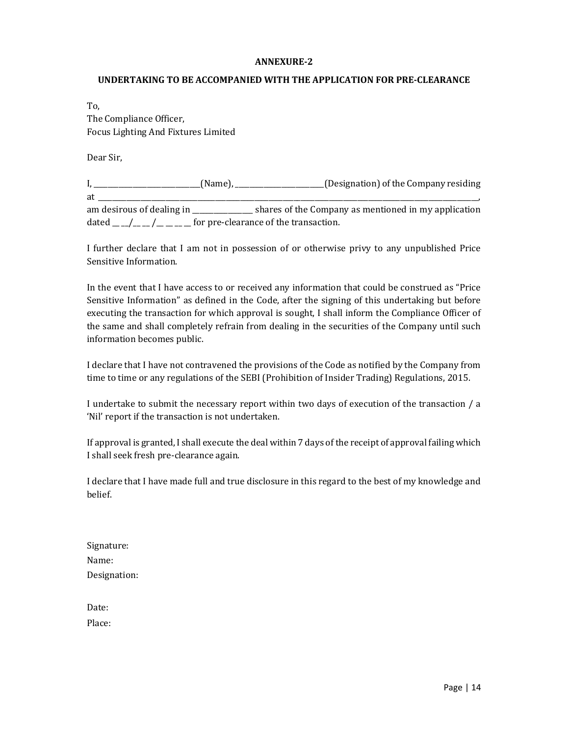**ANNEXURE-2**

**UNDERTAKING TO BE ACCOMPANIED WITH THE APPLICATION FOR PRE-CLEARANCE**

To,
The Compliance Officer,
Focus Lighting And Fixtures Limited

Dear Sir,

I, ______________________________(Name), __________________________(Designation) of the Company residing at ______________________________________________________________________________________________________________, am desirous of dealing in _________________ shares of the Company as mentioned in my application dated __ __/__ __ /__ __ __ __ for pre-clearance of the transaction.

I further declare that I am not in possession of or otherwise privy to any unpublished Price Sensitive Information.

In the event that I have access to or received any information that could be construed as "Price Sensitive Information" as defined in the Code, after the signing of this undertaking but before executing the transaction for which approval is sought, I shall inform the Compliance Officer of the same and shall completely refrain from dealing in the securities of the Company until such information becomes public.

I declare that I have not contravened the provisions of the Code as notified by the Company from time to time or any regulations of the SEBI (Prohibition of Insider Trading) Regulations, 2015.

I undertake to submit the necessary report within two days of execution of the transaction / a 'Nil' report if the transaction is not undertaken.

If approval is granted, I shall execute the deal within 7 days of the receipt of approval failing which I shall seek fresh pre-clearance again.

I declare that I have made full and true disclosure in this regard to the best of my knowledge and belief.

Signature:
Name:
Designation:

Date:
Place: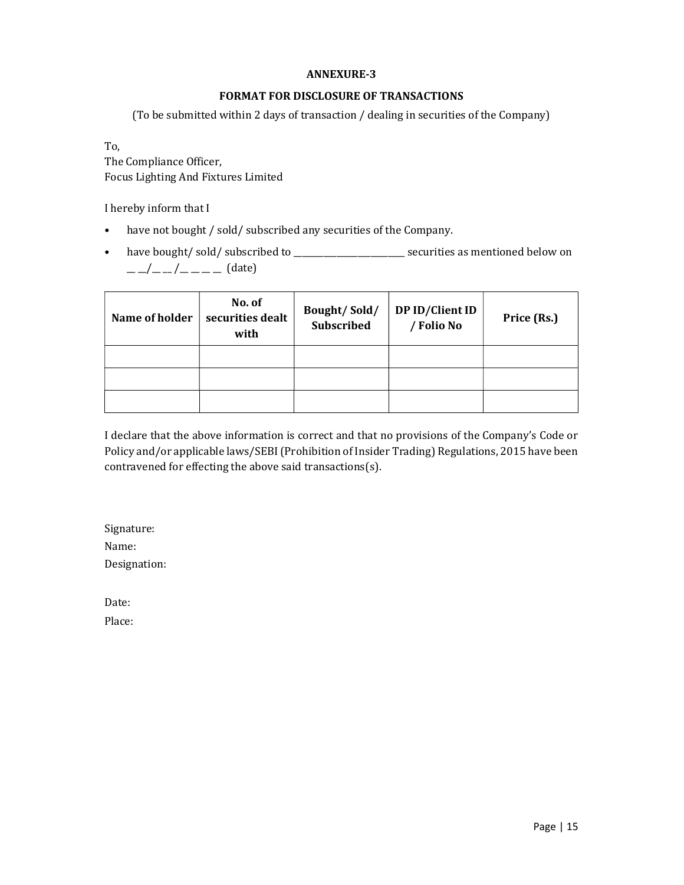**ANNEXURE-3**

**FORMAT FOR DISCLOSURE OF TRANSACTIONS**

(To be submitted within 2 days of transaction / dealing in securities of the Company)

To,
The Compliance Officer,
Focus Lighting And Fixtures Limited

I hereby inform that I

- have not bought / sold/ subscribed any securities of the Company.
- have bought/ sold/ subscribed to ________________________ securities as mentioned below on __ __/__ __ /__ __ __ __ (date)

| Name of holder | No. of securities dealt with | Bought/ Sold/ Subscribed | DP ID/Client ID / Folio No | Price (Rs.) |
|---|---|---|---|---|
| | | | | |
| | | | | |
| | | | | |

I declare that the above information is correct and that no provisions of the Company's Code or Policy and/or applicable laws/SEBI (Prohibition of Insider Trading) Regulations, 2015 have been contravened for effecting the above said transactions(s).

Signature:
Name:
Designation:

Date:
Place: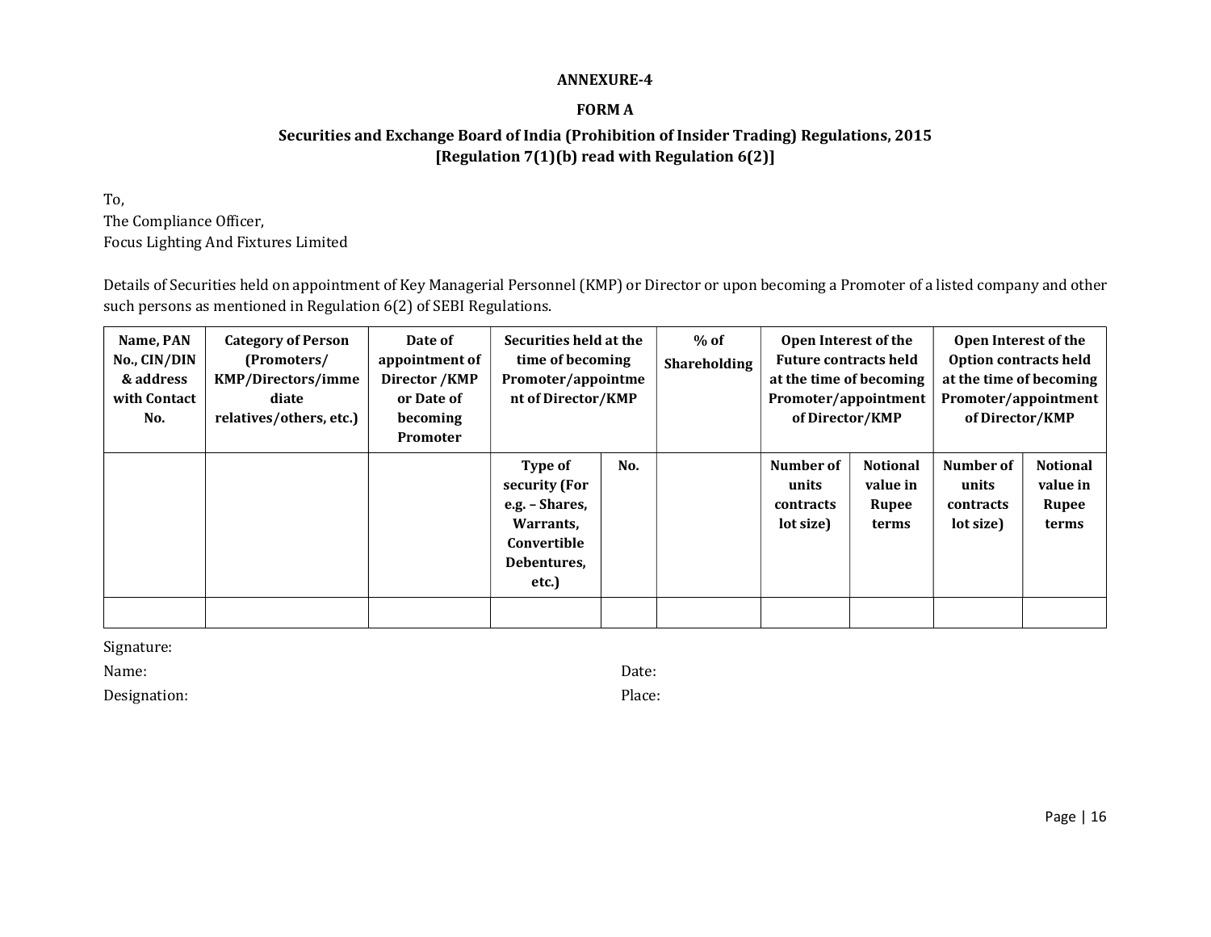**ANNEXURE-4**

**FORM A**

**Securities and Exchange Board of India (Prohibition of Insider Trading) Regulations, 2015**
**[Regulation 7(1)(b) read with Regulation 6(2)]**

To,
The Compliance Officer,
Focus Lighting And Fixtures Limited

Details of Securities held on appointment of Key Managerial Personnel (KMP) or Director or upon becoming a Promoter of a listed company and other such persons as mentioned in Regulation 6(2) of SEBI Regulations.

| Name, PAN No., CIN/DIN & address with Contact No. | Category of Person (Promoters/ KMP/Directors/immediate relatives/others, etc.) | Date of appointment of Director /KMP or Date of becoming Promoter | Securities held at the time of becoming Promoter/appointment of Director/KMP | | % of Shareholding | Open Interest of the Future contracts held at the time of becoming Promoter/appointment of Director/KMP | | Open Interest of the Option contracts held at the time of becoming Promoter/appointment of Director/KMP | |
|---|---|---|---|---|---|---|---|---|---|
| | | | Type of security (For e.g. – Shares, Warrants, Convertible Debentures, etc.) | No. | | Number of units contracts lot size) | Notional value in Rupee terms | Number of units contracts lot size) | Notional value in Rupee terms |
| | | | | | | | | | |

Signature:

Name: Date:

Designation: Place: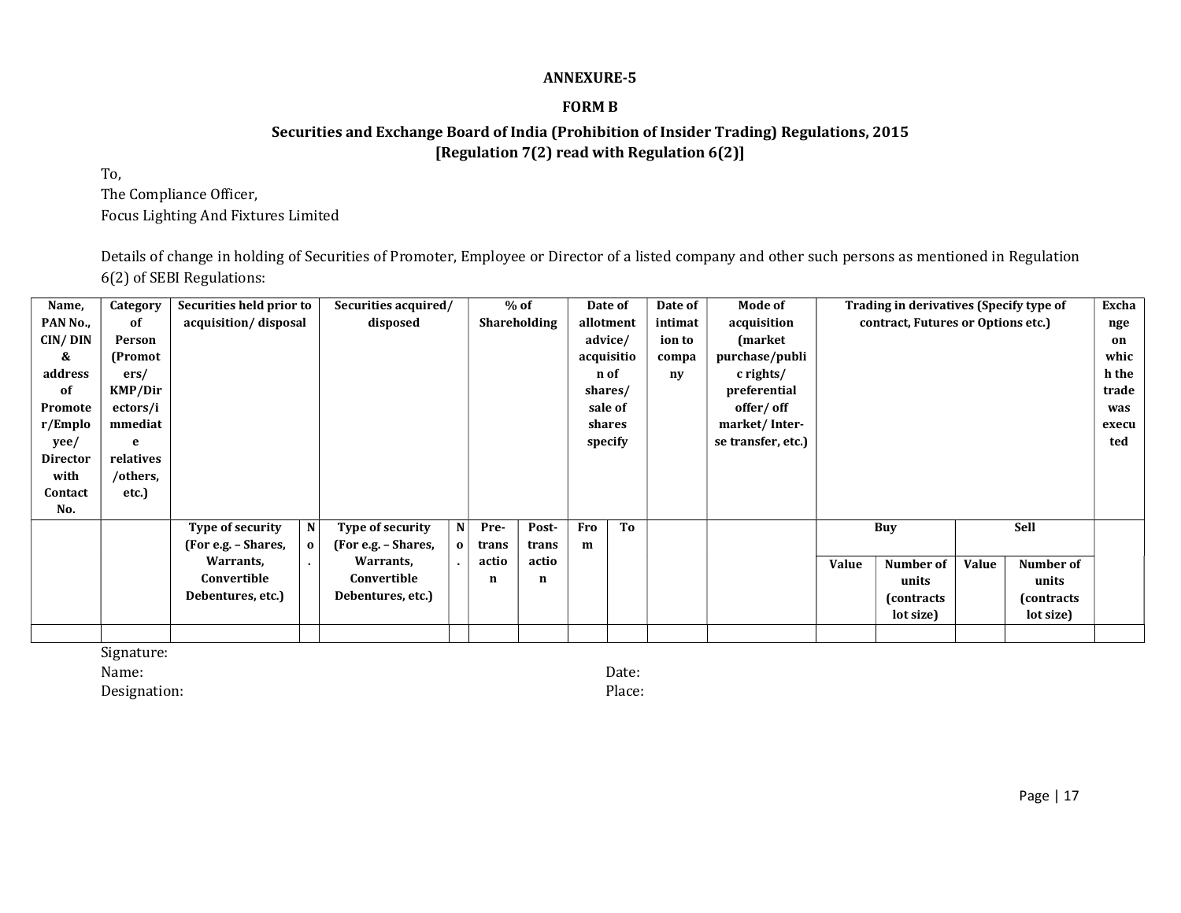**ANNEXURE-5**

**FORM B**

**Securities and Exchange Board of India (Prohibition of Insider Trading) Regulations, 2015**
**[Regulation 7(2) read with Regulation 6(2)]**

To,
The Compliance Officer,
Focus Lighting And Fixtures Limited

Details of change in holding of Securities of Promoter, Employee or Director of a listed company and other such persons as mentioned in Regulation 6(2) of SEBI Regulations:

| Name, PAN No., CIN/ DIN & address of Promoter/Employee/ Director with Contact No. | Category of Person (Promoters/ KMP/Directors/immediate relatives /others, etc.) | Securities held prior to acquisition/ disposal | | Securities acquired/ disposed | | % of Shareholding | | Date of allotment advice/ acquisition of shares/ sale of shares specify | | Date of intimation to company | Mode of acquisition (market purchase/public rights/ preferential offer/ off market/ Inter-se transfer, etc.) | Trading in derivatives (Specify type of contract, Futures or Options etc.) | | | | Exchange on which the trade was executed |
|---|---|---|---|---|---|---|---|---|---|---|---|---|---|---|---|---|
| | | Type of security (For e.g. – Shares, Warrants, Convertible Debentures, etc.) | No. | Type of security (For e.g. – Shares, Warrants, Convertible Debentures, etc.) | No. | Pre-transaction | Post-transaction | From | To | | | Buy | | Sell | | |
| | | | | | | | | | | | | Value | Number of units (contracts lot size) | Value | Number of units (contracts lot size) | |
| | | | | | | | | | | | | | | | | |

Signature:
Name: Date:
Designation: Place: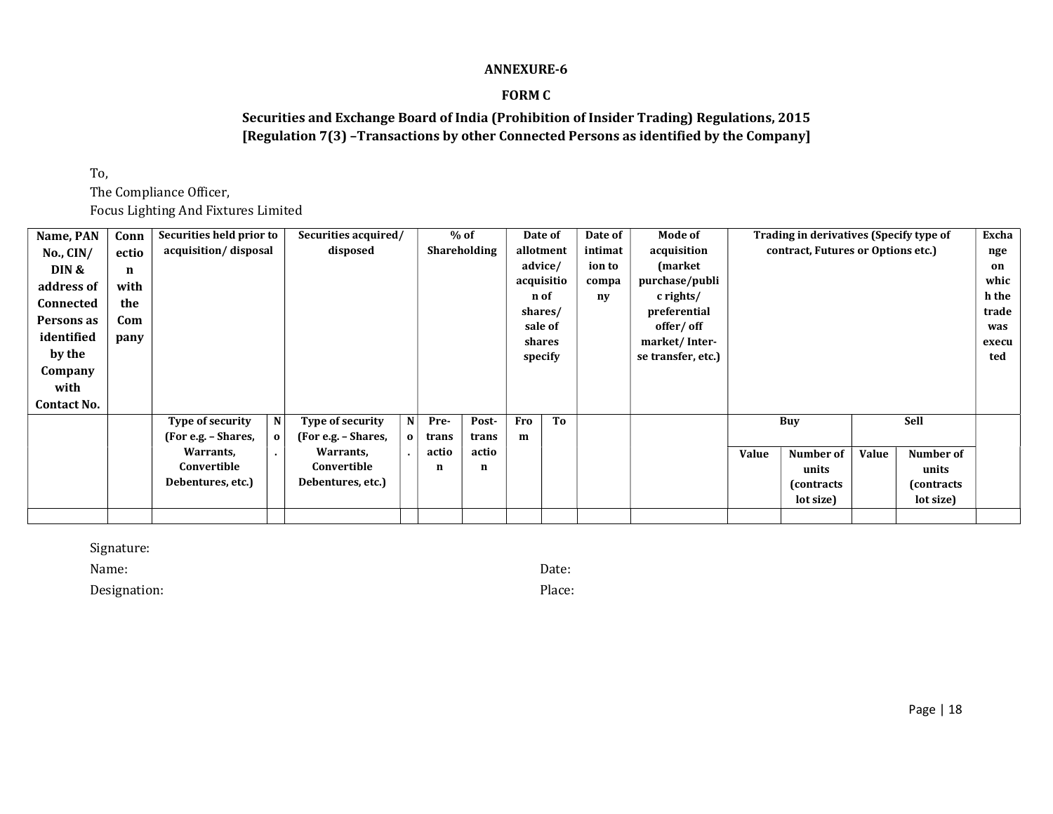**ANNEXURE-6**

**FORM C**

**Securities and Exchange Board of India (Prohibition of Insider Trading) Regulations, 2015**
**[Regulation 7(3) –Transactions by other Connected Persons as identified by the Company]**

To,
The Compliance Officer,
Focus Lighting And Fixtures Limited

| Name, PAN No., CIN/ DIN & address of Connected Persons as identified by the Company with Contact No. | Connection with the Company | Securities held prior to acquisition/ disposal | | Securities acquired/ disposed | | % of Shareholding | | Date of allotment advice/ acquisition of shares/ sale of shares specify | | Date of intimation to company | Mode of acquisition (market purchase/public rights/ preferential offer/ off market/ Inter-se transfer, etc.) | Trading in derivatives (Specify type of contract, Futures or Options etc.) | | | | Exchange on which the trade was executed |
|---|---|---|---|---|---|---|---|---|---|---|---|---|---|---|---|---|
| | | Type of security (For e.g. – Shares, Warrants, Convertible Debentures, etc.) | No. | Type of security (For e.g. – Shares, Warrants, Convertible Debentures, etc.) | No. | Pre-transaction | Post-transaction | From | To | | | Buy | | Sell | | |
| | | | | | | | | | | | | Value | Number of units (contracts lot size) | Value | Number of units (contracts lot size) | |
| | | | | | | | | | | | | | | | | |

Signature:

Name: Date:

Designation: Place: